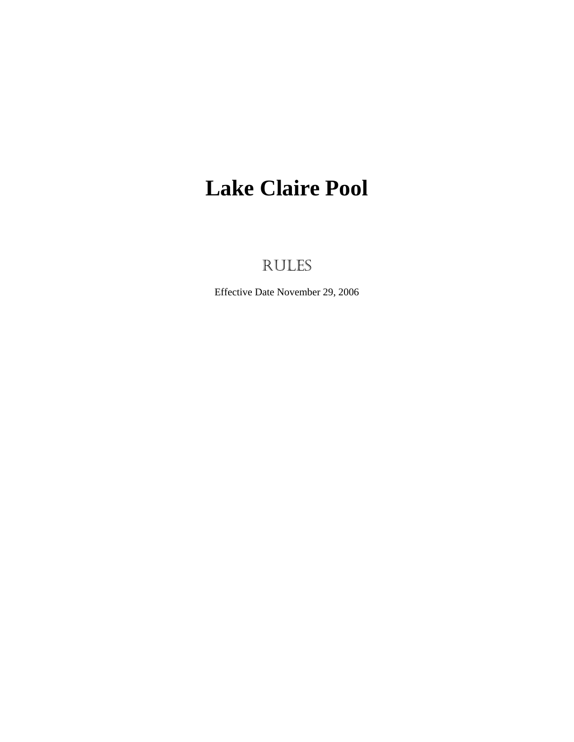# Lake Claire Pool

## RULES

Effective Date November 29, 2006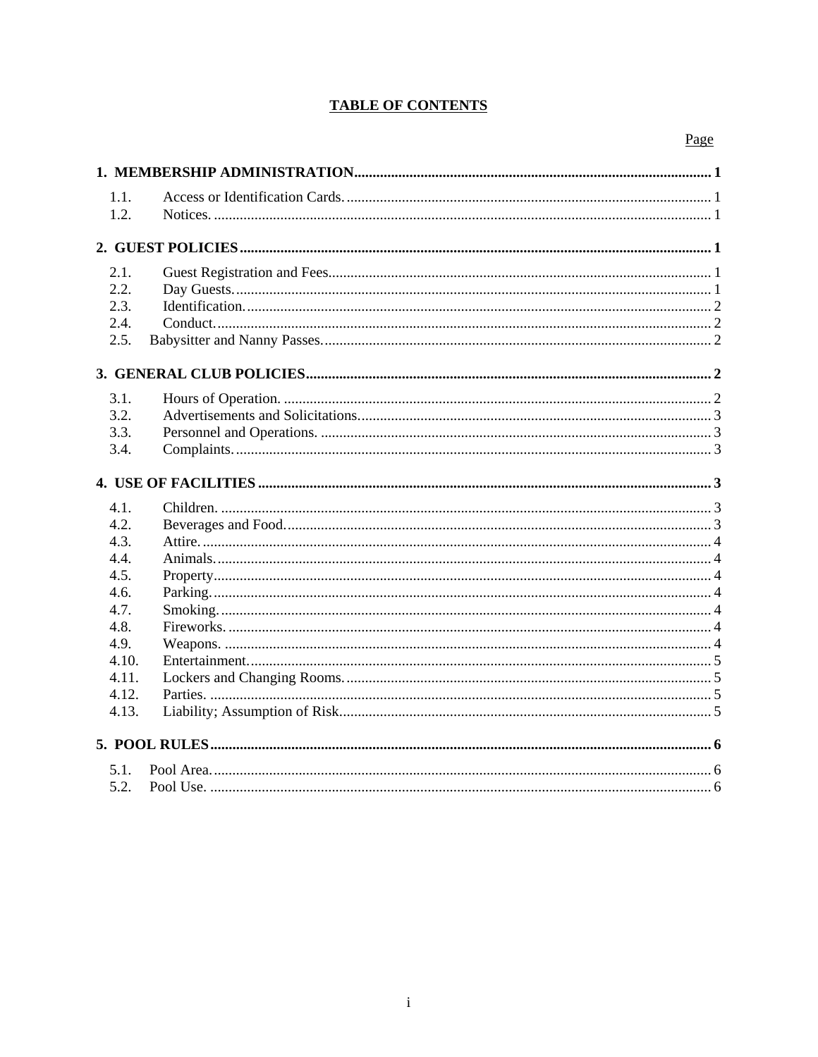# TABLE OF CONTENTS

| | Page |
|---|---|
| **1. MEMBERSHIP ADMINISTRATION** | **1** |
| 1.1. Access or Identification Cards. | 1 |
| 1.2. Notices. | 1 |
| **2. GUEST POLICIES** | **1** |
| 2.1. Guest Registration and Fees. | 1 |
| 2.2. Day Guests. | 1 |
| 2.3. Identification. | 2 |
| 2.4. Conduct. | 2 |
| 2.5. Babysitter and Nanny Passes. | 2 |
| **3. GENERAL CLUB POLICIES** | **2** |
| 3.1. Hours of Operation. | 2 |
| 3.2. Advertisements and Solicitations. | 3 |
| 3.3. Personnel and Operations. | 3 |
| 3.4. Complaints. | 3 |
| **4. USE OF FACILITIES** | **3** |
| 4.1. Children. | 3 |
| 4.2. Beverages and Food. | 3 |
| 4.3. Attire. | 4 |
| 4.4. Animals. | 4 |
| 4.5. Property | 4 |
| 4.6. Parking. | 4 |
| 4.7. Smoking. | 4 |
| 4.8. Fireworks. | 4 |
| 4.9. Weapons. | 4 |
| 4.10. Entertainment. | 5 |
| 4.11. Lockers and Changing Rooms. | 5 |
| 4.12. Parties. | 5 |
| 4.13. Liability; Assumption of Risk. | 5 |
| **5. POOL RULES** | **6** |
| 5.1. Pool Area. | 6 |
| 5.2. Pool Use. | 6 |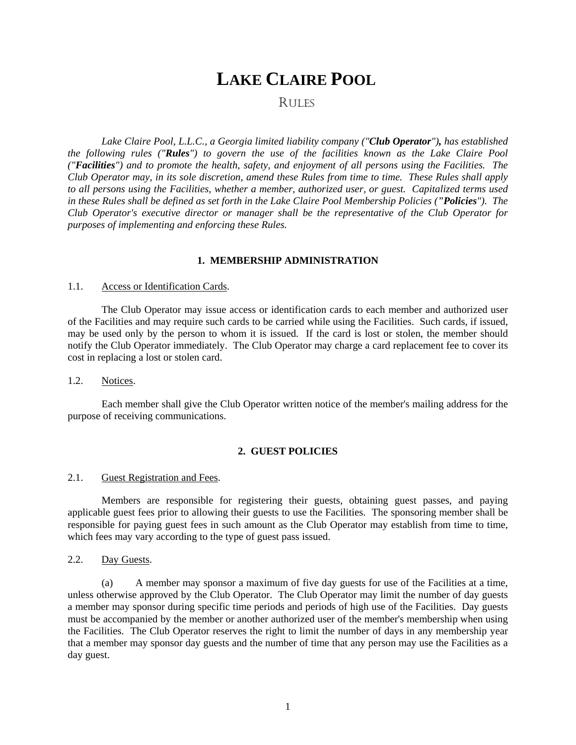# LAKE CLAIRE POOL

## RULES

*Lake Claire Pool, L.L.C., a Georgia limited liability company ("**Club Operator**"), has established the following rules ("**Rules**") to govern the use of the facilities known as the Lake Claire Pool ("**Facilities**") and to promote the health, safety, and enjoyment of all persons using the Facilities. The Club Operator may, in its sole discretion, amend these Rules from time to time. These Rules shall apply to all persons using the Facilities, whether a member, authorized user, or guest. Capitalized terms used in these Rules shall be defined as set forth in the Lake Claire Pool Membership Policies ("**Policies**"). The Club Operator's executive director or manager shall be the representative of the Club Operator for purposes of implementing and enforcing these Rules.*

### 1. MEMBERSHIP ADMINISTRATION

1.1. Access or Identification Cards.

The Club Operator may issue access or identification cards to each member and authorized user of the Facilities and may require such cards to be carried while using the Facilities. Such cards, if issued, may be used only by the person to whom it is issued. If the card is lost or stolen, the member should notify the Club Operator immediately. The Club Operator may charge a card replacement fee to cover its cost in replacing a lost or stolen card.

1.2. Notices.

Each member shall give the Club Operator written notice of the member's mailing address for the purpose of receiving communications.

### 2. GUEST POLICIES

2.1. Guest Registration and Fees.

Members are responsible for registering their guests, obtaining guest passes, and paying applicable guest fees prior to allowing their guests to use the Facilities. The sponsoring member shall be responsible for paying guest fees in such amount as the Club Operator may establish from time to time, which fees may vary according to the type of guest pass issued.

2.2. Day Guests.

(a) A member may sponsor a maximum of five day guests for use of the Facilities at a time, unless otherwise approved by the Club Operator. The Club Operator may limit the number of day guests a member may sponsor during specific time periods and periods of high use of the Facilities. Day guests must be accompanied by the member or another authorized user of the member's membership when using the Facilities. The Club Operator reserves the right to limit the number of days in any membership year that a member may sponsor day guests and the number of time that any person may use the Facilities as a day guest.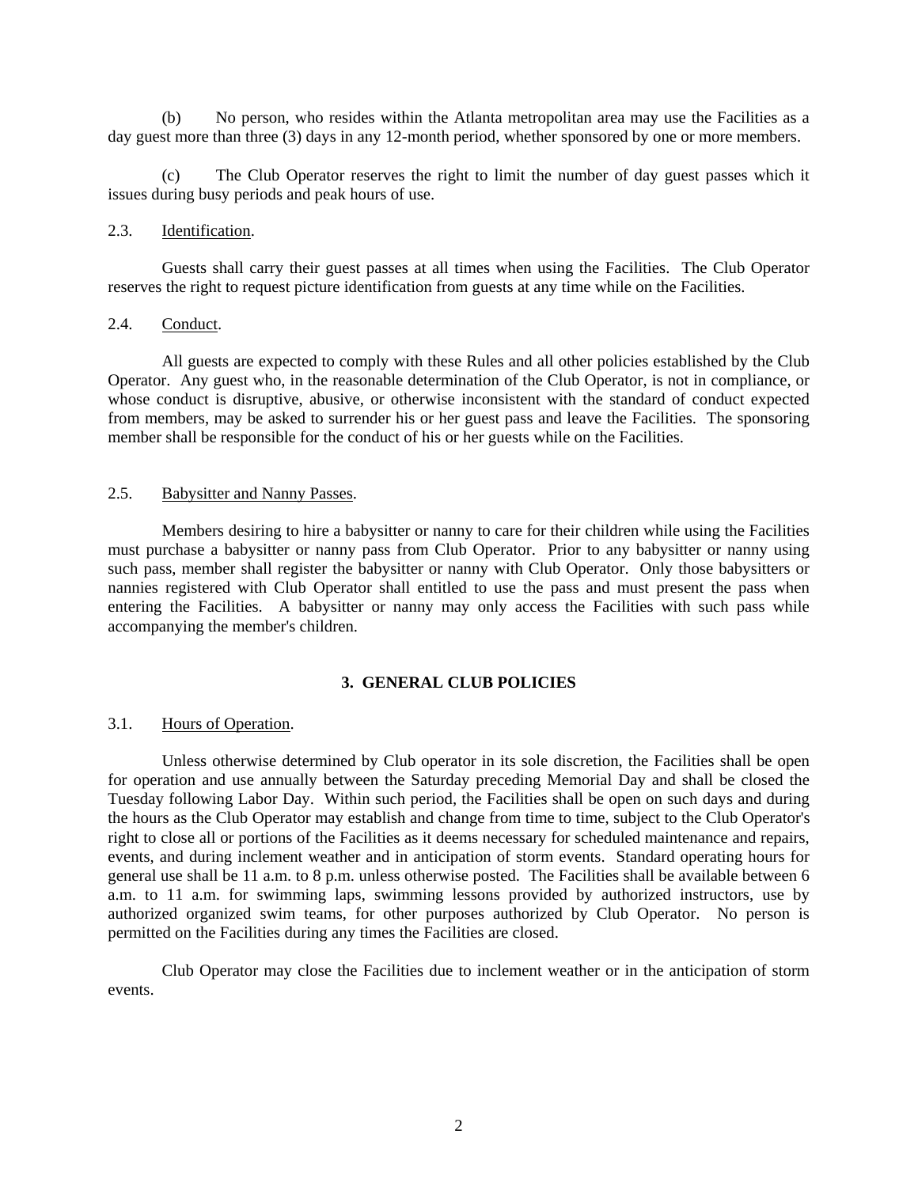(b) No person, who resides within the Atlanta metropolitan area may use the Facilities as a day guest more than three (3) days in any 12-month period, whether sponsored by one or more members.

(c) The Club Operator reserves the right to limit the number of day guest passes which it issues during busy periods and peak hours of use.

2.3. Identification.

Guests shall carry their guest passes at all times when using the Facilities. The Club Operator reserves the right to request picture identification from guests at any time while on the Facilities.

2.4. Conduct.

All guests are expected to comply with these Rules and all other policies established by the Club Operator. Any guest who, in the reasonable determination of the Club Operator, is not in compliance, or whose conduct is disruptive, abusive, or otherwise inconsistent with the standard of conduct expected from members, may be asked to surrender his or her guest pass and leave the Facilities. The sponsoring member shall be responsible for the conduct of his or her guests while on the Facilities.

2.5. Babysitter and Nanny Passes.

Members desiring to hire a babysitter or nanny to care for their children while using the Facilities must purchase a babysitter or nanny pass from Club Operator. Prior to any babysitter or nanny using such pass, member shall register the babysitter or nanny with Club Operator. Only those babysitters or nannies registered with Club Operator shall entitled to use the pass and must present the pass when entering the Facilities. A babysitter or nanny may only access the Facilities with such pass while accompanying the member's children.

## 3. GENERAL CLUB POLICIES

3.1. Hours of Operation.

Unless otherwise determined by Club operator in its sole discretion, the Facilities shall be open for operation and use annually between the Saturday preceding Memorial Day and shall be closed the Tuesday following Labor Day. Within such period, the Facilities shall be open on such days and during the hours as the Club Operator may establish and change from time to time, subject to the Club Operator's right to close all or portions of the Facilities as it deems necessary for scheduled maintenance and repairs, events, and during inclement weather and in anticipation of storm events. Standard operating hours for general use shall be 11 a.m. to 8 p.m. unless otherwise posted. The Facilities shall be available between 6 a.m. to 11 a.m. for swimming laps, swimming lessons provided by authorized instructors, use by authorized organized swim teams, for other purposes authorized by Club Operator. No person is permitted on the Facilities during any times the Facilities are closed.

Club Operator may close the Facilities due to inclement weather or in the anticipation of storm events.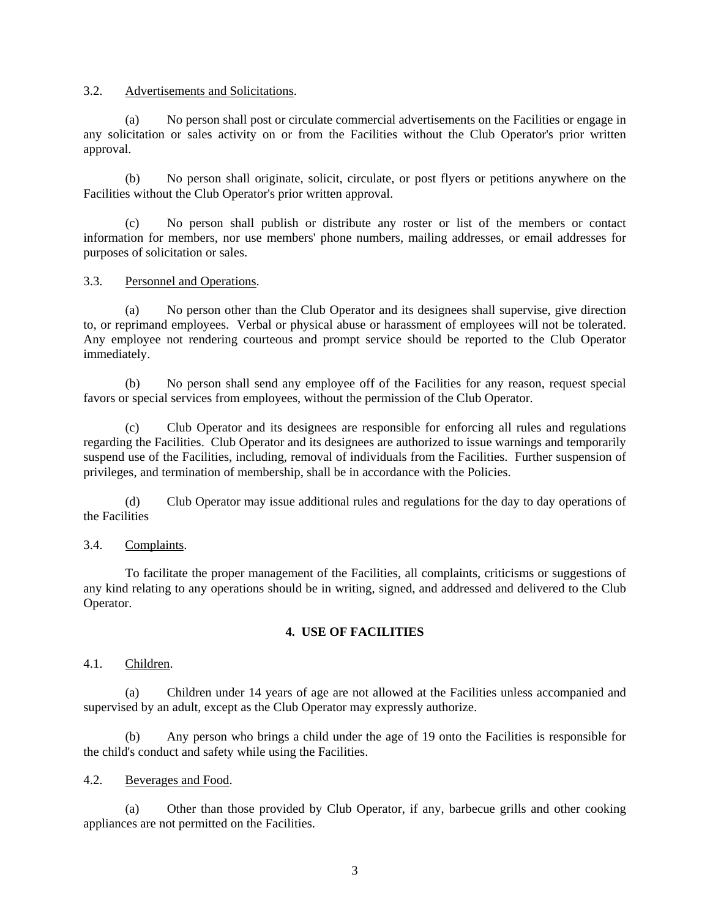3.2. Advertisements and Solicitations.

(a) No person shall post or circulate commercial advertisements on the Facilities or engage in any solicitation or sales activity on or from the Facilities without the Club Operator's prior written approval.

(b) No person shall originate, solicit, circulate, or post flyers or petitions anywhere on the Facilities without the Club Operator's prior written approval.

(c) No person shall publish or distribute any roster or list of the members or contact information for members, nor use members' phone numbers, mailing addresses, or email addresses for purposes of solicitation or sales.

3.3. Personnel and Operations.

(a) No person other than the Club Operator and its designees shall supervise, give direction to, or reprimand employees. Verbal or physical abuse or harassment of employees will not be tolerated. Any employee not rendering courteous and prompt service should be reported to the Club Operator immediately.

(b) No person shall send any employee off of the Facilities for any reason, request special favors or special services from employees, without the permission of the Club Operator.

(c) Club Operator and its designees are responsible for enforcing all rules and regulations regarding the Facilities. Club Operator and its designees are authorized to issue warnings and temporarily suspend use of the Facilities, including, removal of individuals from the Facilities. Further suspension of privileges, and termination of membership, shall be in accordance with the Policies.

(d) Club Operator may issue additional rules and regulations for the day to day operations of the Facilities

3.4. Complaints.

To facilitate the proper management of the Facilities, all complaints, criticisms or suggestions of any kind relating to any operations should be in writing, signed, and addressed and delivered to the Club Operator.

## 4. USE OF FACILITIES

4.1. Children.

(a) Children under 14 years of age are not allowed at the Facilities unless accompanied and supervised by an adult, except as the Club Operator may expressly authorize.

(b) Any person who brings a child under the age of 19 onto the Facilities is responsible for the child's conduct and safety while using the Facilities.

4.2. Beverages and Food.

(a) Other than those provided by Club Operator, if any, barbecue grills and other cooking appliances are not permitted on the Facilities.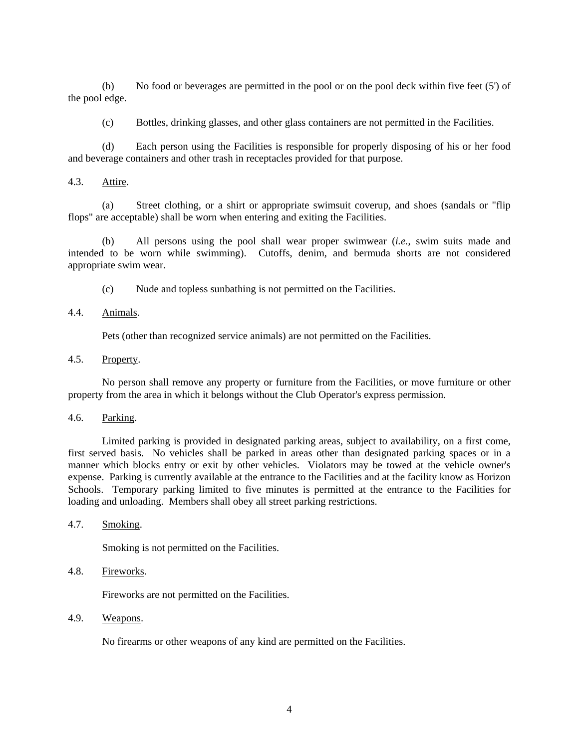(b) No food or beverages are permitted in the pool or on the pool deck within five feet (5') of the pool edge.

(c) Bottles, drinking glasses, and other glass containers are not permitted in the Facilities.

(d) Each person using the Facilities is responsible for properly disposing of his or her food and beverage containers and other trash in receptacles provided for that purpose.

4.3. Attire.

(a) Street clothing, or a shirt or appropriate swimsuit coverup, and shoes (sandals or "flip flops" are acceptable) shall be worn when entering and exiting the Facilities.

(b) All persons using the pool shall wear proper swimwear (*i.e.,* swim suits made and intended to be worn while swimming). Cutoffs, denim, and bermuda shorts are not considered appropriate swim wear.

(c) Nude and topless sunbathing is not permitted on the Facilities.

4.4. Animals.

Pets (other than recognized service animals) are not permitted on the Facilities.

4.5. Property.

No person shall remove any property or furniture from the Facilities, or move furniture or other property from the area in which it belongs without the Club Operator's express permission.

4.6. Parking.

Limited parking is provided in designated parking areas, subject to availability, on a first come, first served basis. No vehicles shall be parked in areas other than designated parking spaces or in a manner which blocks entry or exit by other vehicles. Violators may be towed at the vehicle owner's expense. Parking is currently available at the entrance to the Facilities and at the facility know as Horizon Schools. Temporary parking limited to five minutes is permitted at the entrance to the Facilities for loading and unloading. Members shall obey all street parking restrictions.

4.7. Smoking.

Smoking is not permitted on the Facilities.

4.8. Fireworks.

Fireworks are not permitted on the Facilities.

4.9. Weapons.

No firearms or other weapons of any kind are permitted on the Facilities.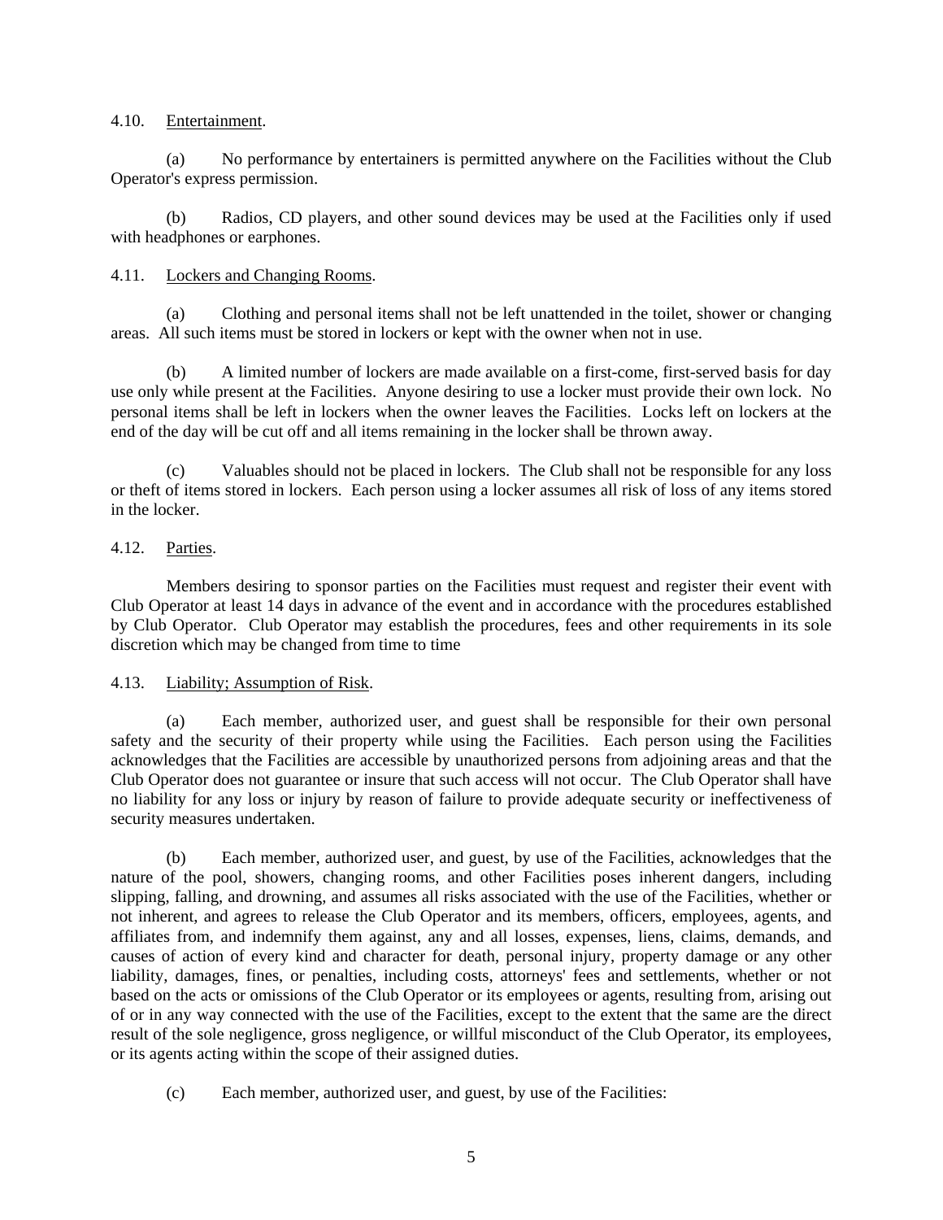4.10. Entertainment.

(a) No performance by entertainers is permitted anywhere on the Facilities without the Club Operator's express permission.

(b) Radios, CD players, and other sound devices may be used at the Facilities only if used with headphones or earphones.

4.11. Lockers and Changing Rooms.

(a) Clothing and personal items shall not be left unattended in the toilet, shower or changing areas. All such items must be stored in lockers or kept with the owner when not in use.

(b) A limited number of lockers are made available on a first-come, first-served basis for day use only while present at the Facilities. Anyone desiring to use a locker must provide their own lock. No personal items shall be left in lockers when the owner leaves the Facilities. Locks left on lockers at the end of the day will be cut off and all items remaining in the locker shall be thrown away.

(c) Valuables should not be placed in lockers. The Club shall not be responsible for any loss or theft of items stored in lockers. Each person using a locker assumes all risk of loss of any items stored in the locker.

4.12. Parties.

Members desiring to sponsor parties on the Facilities must request and register their event with Club Operator at least 14 days in advance of the event and in accordance with the procedures established by Club Operator. Club Operator may establish the procedures, fees and other requirements in its sole discretion which may be changed from time to time

4.13. Liability; Assumption of Risk.

(a) Each member, authorized user, and guest shall be responsible for their own personal safety and the security of their property while using the Facilities. Each person using the Facilities acknowledges that the Facilities are accessible by unauthorized persons from adjoining areas and that the Club Operator does not guarantee or insure that such access will not occur. The Club Operator shall have no liability for any loss or injury by reason of failure to provide adequate security or ineffectiveness of security measures undertaken.

(b) Each member, authorized user, and guest, by use of the Facilities, acknowledges that the nature of the pool, showers, changing rooms, and other Facilities poses inherent dangers, including slipping, falling, and drowning, and assumes all risks associated with the use of the Facilities, whether or not inherent, and agrees to release the Club Operator and its members, officers, employees, agents, and affiliates from, and indemnify them against, any and all losses, expenses, liens, claims, demands, and causes of action of every kind and character for death, personal injury, property damage or any other liability, damages, fines, or penalties, including costs, attorneys' fees and settlements, whether or not based on the acts or omissions of the Club Operator or its employees or agents, resulting from, arising out of or in any way connected with the use of the Facilities, except to the extent that the same are the direct result of the sole negligence, gross negligence, or willful misconduct of the Club Operator, its employees, or its agents acting within the scope of their assigned duties.

(c) Each member, authorized user, and guest, by use of the Facilities: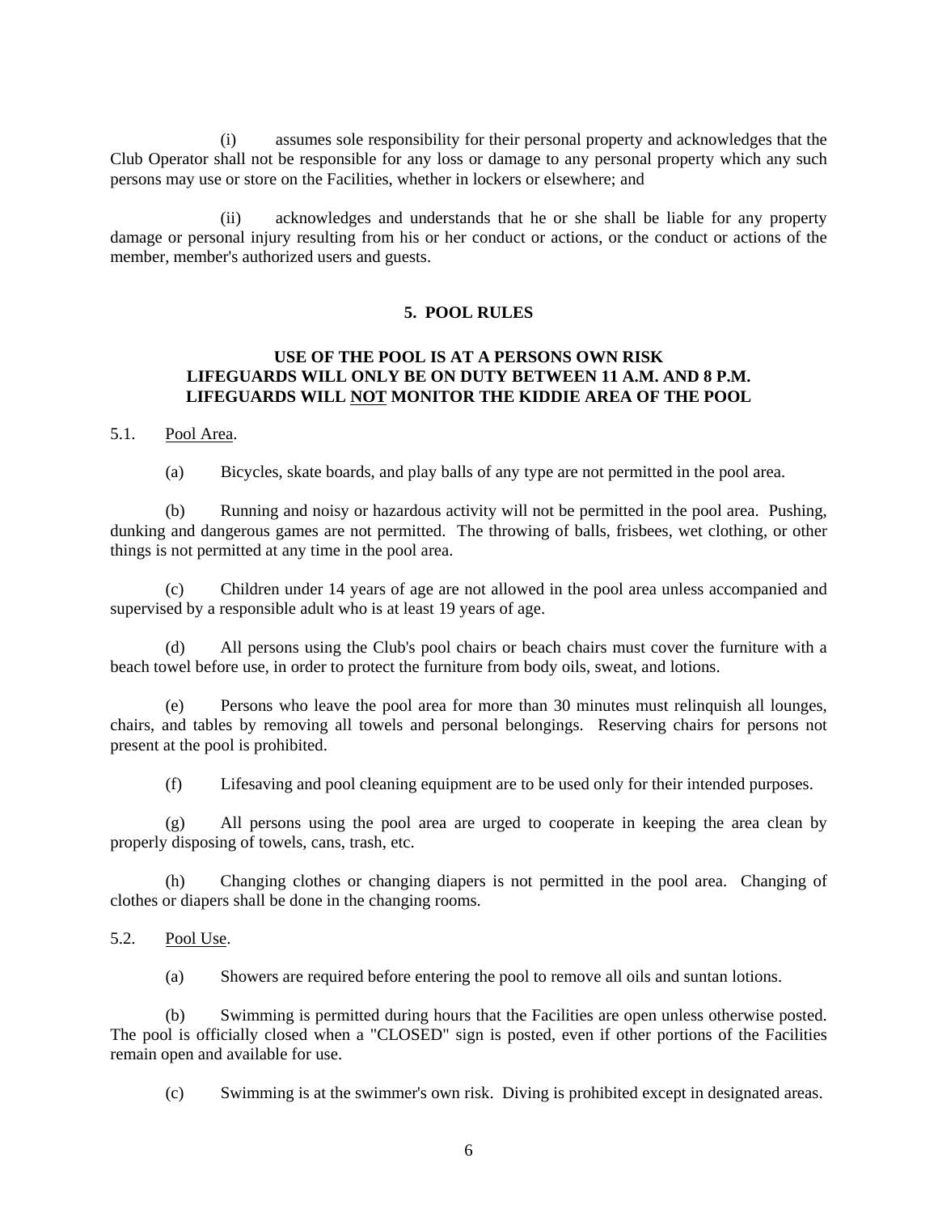(i) assumes sole responsibility for their personal property and acknowledges that the Club Operator shall not be responsible for any loss or damage to any personal property which any such persons may use or store on the Facilities, whether in lockers or elsewhere; and

(ii) acknowledges and understands that he or she shall be liable for any property damage or personal injury resulting from his or her conduct or actions, or the conduct or actions of the member, member's authorized users and guests.

## 5. POOL RULES

**USE OF THE POOL IS AT A PERSONS OWN RISK**
**LIFEGUARDS WILL ONLY BE ON DUTY BETWEEN 11 A.M. AND 8 P.M.**
**LIFEGUARDS WILL <u>NOT</u> MONITOR THE KIDDIE AREA OF THE POOL**

5.1. <u>Pool Area</u>.

(a) Bicycles, skate boards, and play balls of any type are not permitted in the pool area.

(b) Running and noisy or hazardous activity will not be permitted in the pool area. Pushing, dunking and dangerous games are not permitted. The throwing of balls, frisbees, wet clothing, or other things is not permitted at any time in the pool area.

(c) Children under 14 years of age are not allowed in the pool area unless accompanied and supervised by a responsible adult who is at least 19 years of age.

(d) All persons using the Club's pool chairs or beach chairs must cover the furniture with a beach towel before use, in order to protect the furniture from body oils, sweat, and lotions.

(e) Persons who leave the pool area for more than 30 minutes must relinquish all lounges, chairs, and tables by removing all towels and personal belongings. Reserving chairs for persons not present at the pool is prohibited.

(f) Lifesaving and pool cleaning equipment are to be used only for their intended purposes.

(g) All persons using the pool area are urged to cooperate in keeping the area clean by properly disposing of towels, cans, trash, etc.

(h) Changing clothes or changing diapers is not permitted in the pool area. Changing of clothes or diapers shall be done in the changing rooms.

5.2. <u>Pool Use</u>.

(a) Showers are required before entering the pool to remove all oils and suntan lotions.

(b) Swimming is permitted during hours that the Facilities are open unless otherwise posted. The pool is officially closed when a "CLOSED" sign is posted, even if other portions of the Facilities remain open and available for use.

(c) Swimming is at the swimmer's own risk. Diving is prohibited except in designated areas.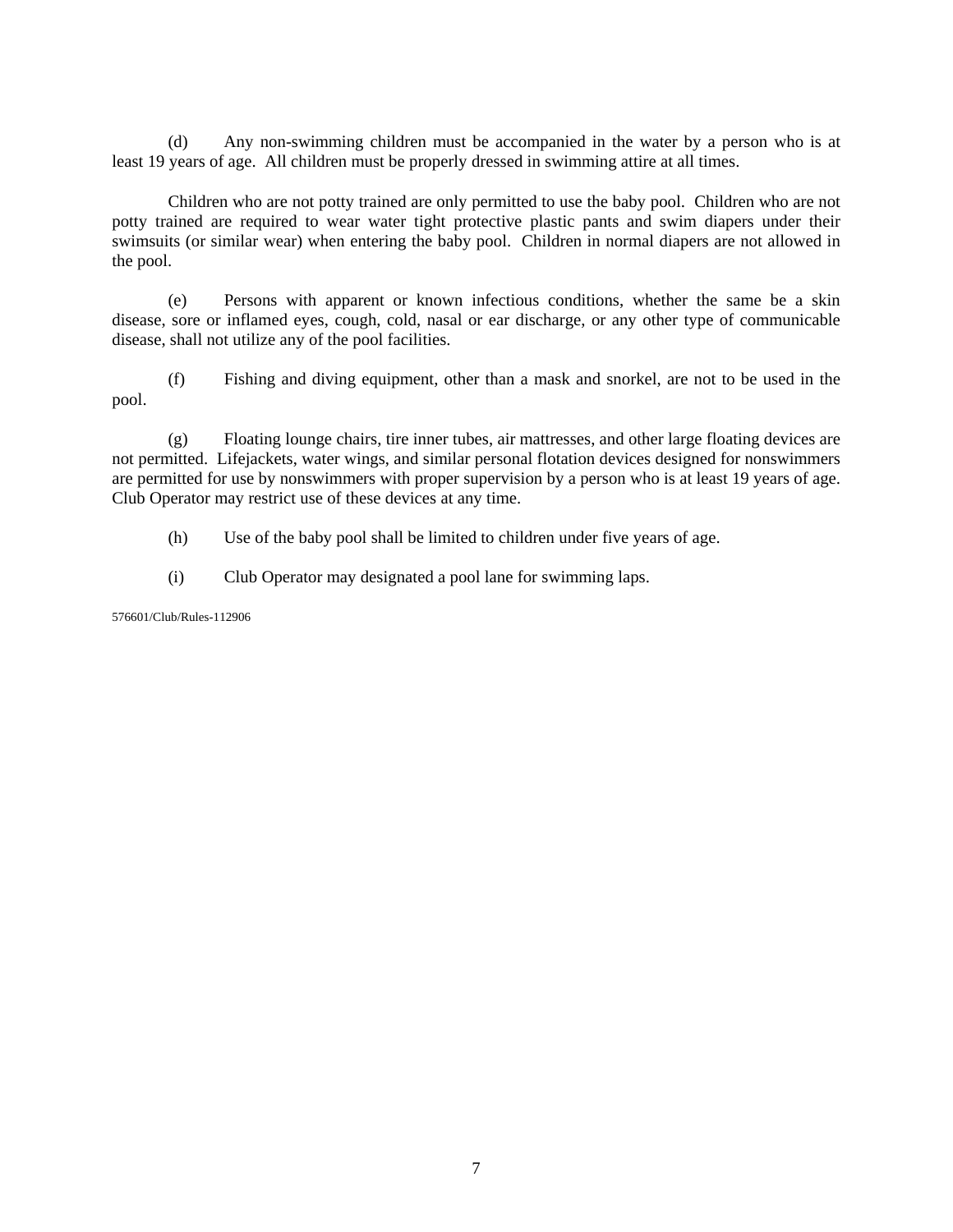(d) Any non-swimming children must be accompanied in the water by a person who is at least 19 years of age. All children must be properly dressed in swimming attire at all times.

Children who are not potty trained are only permitted to use the baby pool. Children who are not potty trained are required to wear water tight protective plastic pants and swim diapers under their swimsuits (or similar wear) when entering the baby pool. Children in normal diapers are not allowed in the pool.

(e) Persons with apparent or known infectious conditions, whether the same be a skin disease, sore or inflamed eyes, cough, cold, nasal or ear discharge, or any other type of communicable disease, shall not utilize any of the pool facilities.

(f) Fishing and diving equipment, other than a mask and snorkel, are not to be used in the pool.

(g) Floating lounge chairs, tire inner tubes, air mattresses, and other large floating devices are not permitted. Lifejackets, water wings, and similar personal flotation devices designed for nonswimmers are permitted for use by nonswimmers with proper supervision by a person who is at least 19 years of age. Club Operator may restrict use of these devices at any time.

(h) Use of the baby pool shall be limited to children under five years of age.

(i) Club Operator may designated a pool lane for swimming laps.

576601/Club/Rules-112906